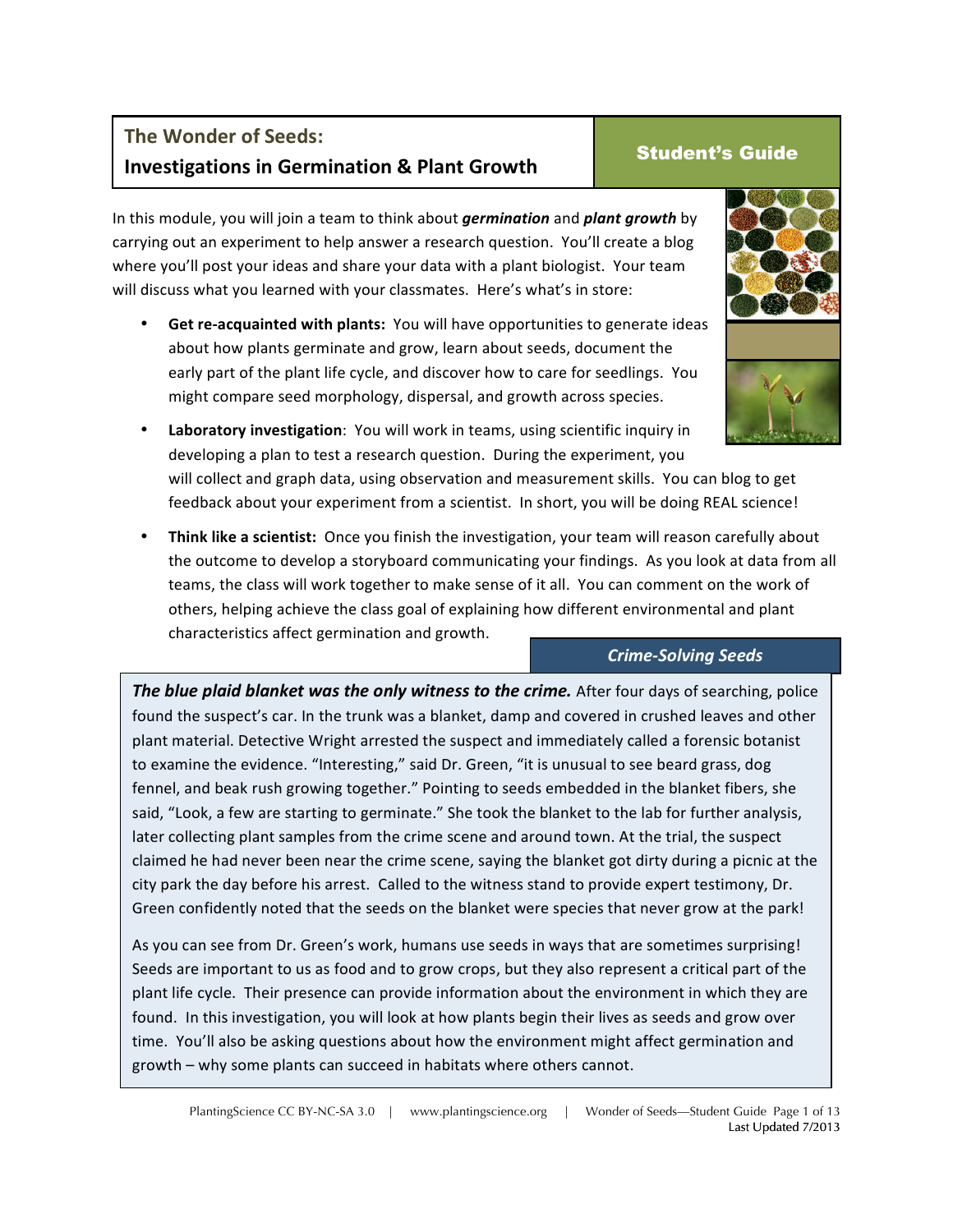# The Wonder of Seds: Investigations in Germination & Plant Growth

**Student's Guide**

In this module, you will join a team to think about ***germination*** and ***plant growth*** by carrying out an experiment to help answer a research question. You'll create a blog where you'll post your ideas and share your data with a plant biologist. Your team will discuss what you learned with your classmates. Here's what's in store:

- **Get re-acquainted with plants:** You will have opportunities to generate ideas about how plants germinate and grow, learn about seeds, document the early part of the plant life cycle, and discover how to care for seedlings. You might compare seed morphology, dispersal, and growth across species.
- **Laboratory investigation**: You will work in teams, using scientific inquiry in developing a plan to test a research question. During the experiment, you will collect and graph data, using observation and measurement skills. You can blog to get feedback about your experiment from a scientist. In short, you will be doing REAL science!
- **Think like a scientist:** Once you finish the investigation, your team will reason carefully about the outcome to develop a storyboard communicating your findings. As you look at data from all teams, the class will work together to make sense of it all. You can comment on the work of others, helping achieve the class goal of explaining how different environmental and plant characteristics affect germination and growth.

## *Crime-Solving Seeds*

***The blue plaid blanket was the only witness to the crime.*** After four days of searching, police found the suspect's car. In the trunk was a blanket, damp and covered in crushed leaves and other plant material. Detective Wright arrested the suspect and immediately called a forensic botanist to examine the evidence. "Interesting," said Dr. Green, "it is unusual to see beard grass, dog fennel, and beak rush growing together." Pointing to seeds embedded in the blanket fibers, she said, "Look, a few are starting to germinate." She took the blanket to the lab for further analysis, later collecting plant samples from the crime scene and around town. At the trial, the suspect claimed he had never been near the crime scene, saying the blanket got dirty during a picnic at the city park the day before his arrest. Called to the witness stand to provide expert testimony, Dr. Green confidently noted that the seeds on the blanket were species that never grow at the park!

As you can see from Dr. Green's work, humans use seeds in ways that are sometimes surprising! Seeds are important to us as food and to grow crops, but they also represent a critical part of the plant life cycle. Their presence can provide information about the environment in which they are found. In this investigation, you will look at how plants begin their lives as seeds and grow over time. You'll also be asking questions about how the environment might affect germination and growth – why some plants can succeed in habitats where others cannot.

# The Wonder of Seeds: Investigations in Germination & Plant Growth

**Student's Guide**

In this module, you will join a team to think about ***germination*** and ***plant growth*** by carrying out an experiment to help answer a research question. You'll create a blog where you'll post your ideas and share your data with a plant biologist. Your team will discuss what you learned with your classmates. Here's what's in store:

- **Get re-acquainted with plants:** You will have opportunities to generate ideas about how plants germinate and grow, learn about seeds, document the early part of the plant life cycle, and discover how to care for seedlings. You might compare seed morphology, dispersal, and growth across species.
- **Laboratory investigation**: You will work in teams, using scientific inquiry in developing a plan to test a research question. During the experiment, you will collect and graph data, using observation and measurement skills. You can blog to get feedback about your experiment from a scientist. In short, you will be doing REAL science!
- **Think like a scientist:** Once you finish the investigation, your team will reason carefully about the outcome to develop a storyboard communicating your findings. As you look at data from all teams, the class will work together to make sense of it all. You can comment on the work of others, helping achieve the class goal of explaining how different environmental and plant characteristics affect germination and growth.

## *Crime-Solving Seeds*

***The blue plaid blanket was the only witness to the crime.*** After four days of searching, police found the suspect's car. In the trunk was a blanket, damp and covered in crushed leaves and other plant material. Detective Wright arrested the suspect and immediately called a forensic botanist to examine the evidence. "Interesting," said Dr. Green, "it is unusual to see beard grass, dog fennel, and beak rush growing together." Pointing to seeds embedded in the blanket fibers, she said, "Look, a few are starting to germinate." She took the blanket to the lab for further analysis, later collecting plant samples from the crime scene and around town. At the trial, the suspect claimed he had never been near the crime scene, saying the blanket got dirty during a picnic at the city park the day before his arrest. Called to the witness stand to provide expert testimony, Dr. Green confidently noted that the seeds on the blanket were species that never grow at the park!

As you can see from Dr. Green's work, humans use seeds in ways that are sometimes surprising! Seeds are important to us as food and to grow crops, but they also represent a critical part of the plant life cycle. Their presence can provide information about the environment in which they are found. In this investigation, you will look at how plants begin their lives as seeds and grow over time. You'll also be asking questions about how the environment might affect germination and growth – why some plants can succeed in habitats where others cannot.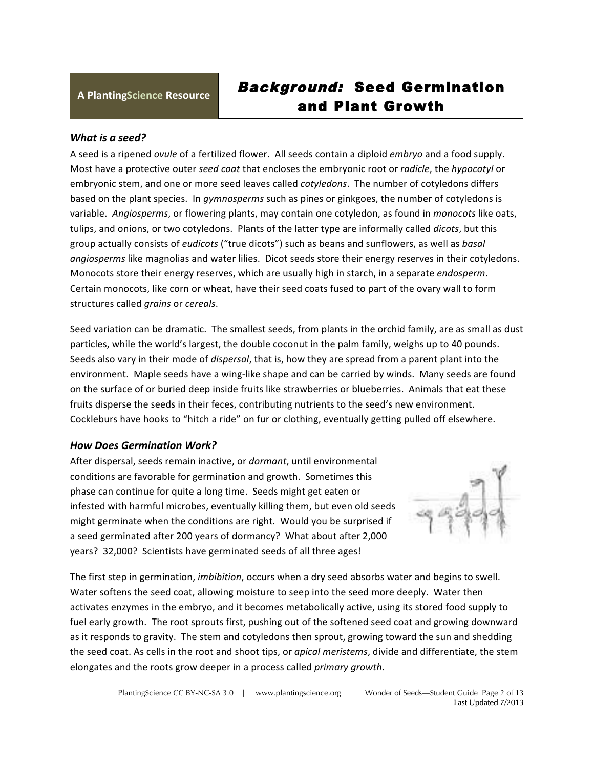A PlantingScience Resource

# *Background:* Seed Germination and Plant Growth

### *What is a seed?*

A seed is a ripened *ovule* of a fertilized flower. All seeds contain a diploid *embryo* and a food supply. Most have a protective outer *seed coat* that encloses the embryonic root or *radicle*, the *hypocotyl* or embryonic stem, and one or more seed leaves called *cotyledons*. The number of cotyledons differs based on the plant species. In *gymnosperms* such as pines or ginkgoes, the number of cotyledons is variable. *Angiosperms*, or flowering plants, may contain one cotyledon, as found in *monocots* like oats, tulips, and onions, or two cotyledons. Plants of the latter type are informally called *dicots*, but this group actually consists of *eudicots* ("true dicots") such as beans and sunflowers, as well as *basal angiosperms* like magnolias and water lilies. Dicot seeds store their energy reserves in their cotyledons. Monocots store their energy reserves, which are usually high in starch, in a separate *endosperm*. Certain monocots, like corn or wheat, have their seed coats fused to part of the ovary wall to form structures called *grains* or *cereals*.

Seed variation can be dramatic. The smallest seeds, from plants in the orchid family, are as small as dust particles, while the world's largest, the double coconut in the palm family, weighs up to 40 pounds. Seeds also vary in their mode of *dispersal*, that is, how they are spread from a parent plant into the environment. Maple seeds have a wing-like shape and can be carried by winds. Many seeds are found on the surface of or buried deep inside fruits like strawberries or blueberries. Animals that eat these fruits disperse the seeds in their feces, contributing nutrients to the seed's new environment. Cockleburs have hooks to "hitch a ride" on fur or clothing, eventually getting pulled off elsewhere.

### *How Does Germination Work?*

After dispersal, seeds remain inactive, or *dormant*, until environmental conditions are favorable for germination and growth. Sometimes this phase can continue for quite a long time. Seeds might get eaten or infested with harmful microbes, eventually killing them, but even old seeds might germinate when the conditions are right. Would you be surprised if a seed germinated after 200 years of dormancy? What about after 2,000 years? 32,000? Scientists have germinated seeds of all three ages!

The first step in germination, *imbibition*, occurs when a dry seed absorbs water and begins to swell. Water softens the seed coat, allowing moisture to seep into the seed more deeply. Water then activates enzymes in the embryo, and it becomes metabolically active, using its stored food supply to fuel early growth. The root sprouts first, pushing out of the softened seed coat and growing downward as it responds to gravity. The stem and cotyledons then sprout, growing toward the sun and shedding the seed coat. As cells in the root and shoot tips, or *apical meristems*, divide and differentiate, the stem elongates and the roots grow deeper in a process called *primary growth*.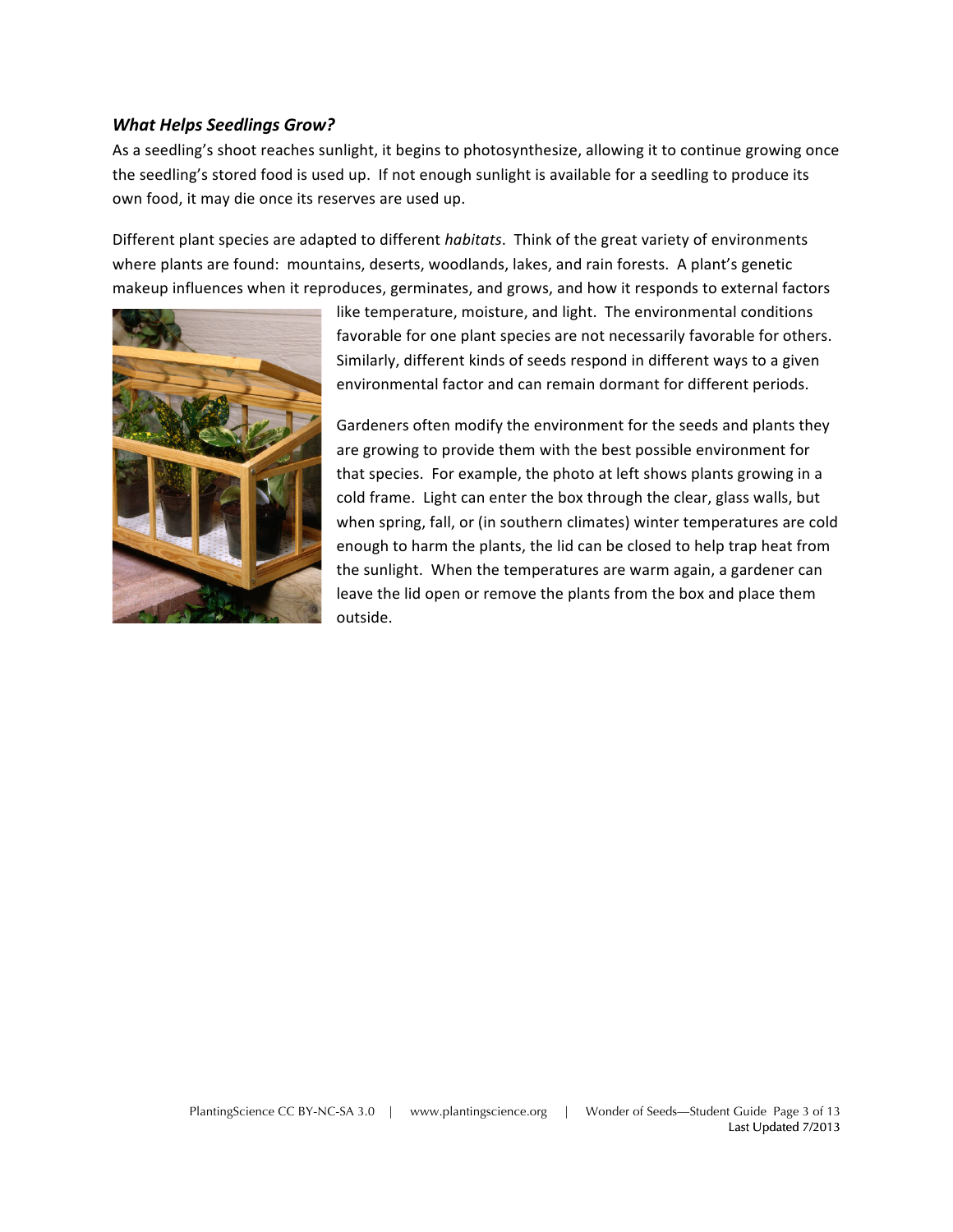### *What Helps Seedlings Grow?*

As a seedling's shoot reaches sunlight, it begins to photosynthesize, allowing it to continue growing once the seedling's stored food is used up. If not enough sunlight is available for a seedling to produce its own food, it may die once its reserves are used up.

Different plant species are adapted to different *habitats*. Think of the great variety of environments where plants are found: mountains, deserts, woodlands, lakes, and rain forests. A plant's genetic makeup influences when it reproduces, germinates, and grows, and how it responds to external factors like temperature, moisture, and light. The environmental conditions favorable for one plant species are not necessarily favorable for others. Similarly, different kinds of seeds respond in different ways to a given environmental factor and can remain dormant for different periods.

Gardeners often modify the environment for the seeds and plants they are growing to provide them with the best possible environment for that species. For example, the photo at left shows plants growing in a cold frame. Light can enter the box through the clear, glass walls, but when spring, fall, or (in southern climates) winter temperatures are cold enough to harm the plants, the lid can be closed to help trap heat from the sunlight. When the temperatures are warm again, a gardener can leave the lid open or remove the plants from the box and place them outside.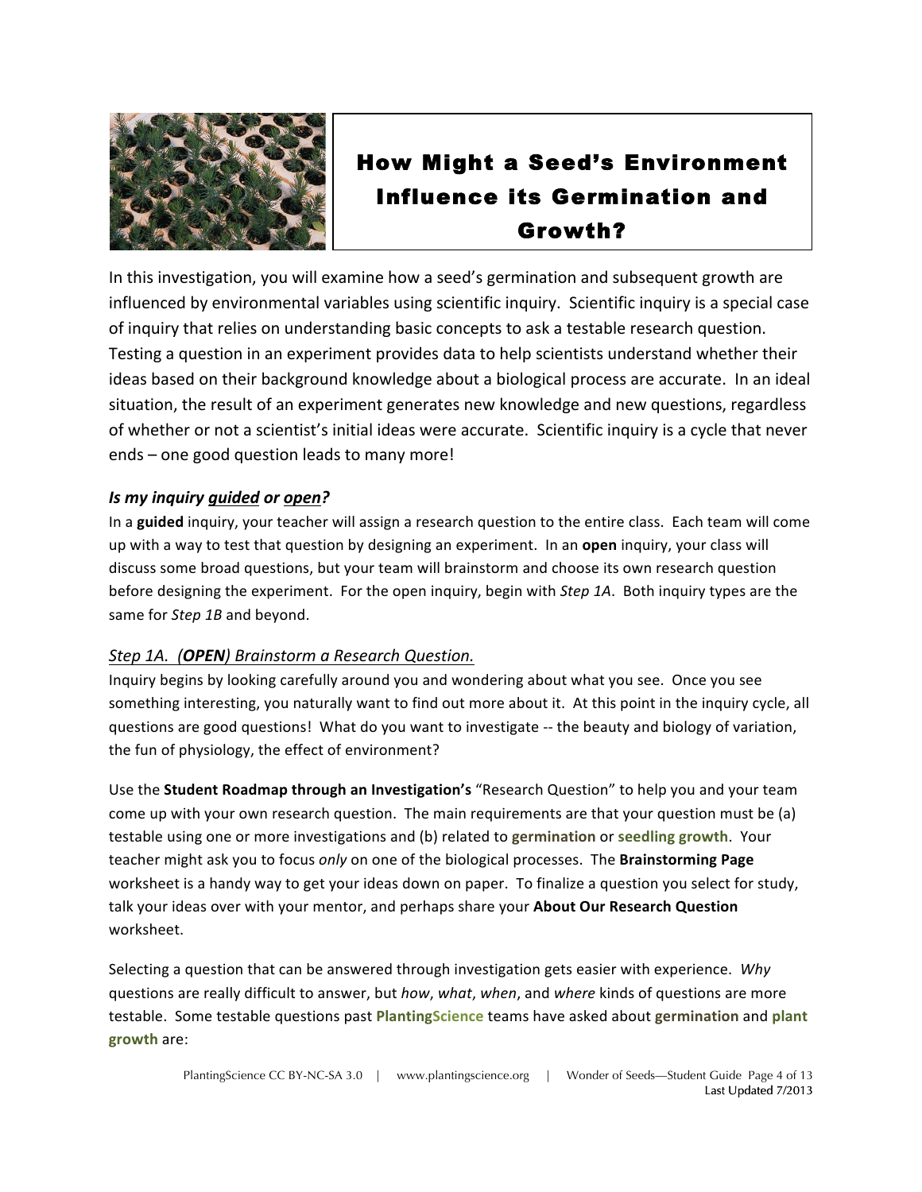# How Might a Seed's Environment Influence its Germination and Growth?

In this investigation, you will examine how a seed's germination and subsequent growth are influenced by environmental variables using scientific inquiry. Scientific inquiry is a special case of inquiry that relies on understanding basic concepts to ask a testable research question. Testing a question in an experiment provides data to help scientists understand whether their ideas based on their background knowledge about a biological process are accurate. In an ideal situation, the result of an experiment generates new knowledge and new questions, regardless of whether or not a scientist's initial ideas were accurate. Scientific inquiry is a cycle that never ends – one good question leads to many more!

### *Is my inquiry guided or open?*

In a **guided** inquiry, your teacher will assign a research question to the entire class. Each team will come up with a way to test that question by designing an experiment. In an **open** inquiry, your class will discuss some broad questions, but your team will brainstorm and choose its own research question before designing the experiment. For the open inquiry, begin with *Step 1A*. Both inquiry types are the same for *Step 1B* and beyond.

### *Step 1A. (**OPEN**) Brainstorm a Research Question.*

Inquiry begins by looking carefully around you and wondering about what you see. Once you see something interesting, you naturally want to find out more about it. At this point in the inquiry cycle, all questions are good questions! What do you want to investigate -- the beauty and biology of variation, the fun of physiology, the effect of environment?

Use the **Student Roadmap through an Investigation's** "Research Question" to help you and your team come up with your own research question. The main requirements are that your question must be (a) testable using one or more investigations and (b) related to **germination** or **seedling growth**. Your teacher might ask you to focus *only* on one of the biological processes. The **Brainstorming Page** worksheet is a handy way to get your ideas down on paper. To finalize a question you select for study, talk your ideas over with your mentor, and perhaps share your **About Our Research Question** worksheet.

Selecting a question that can be answered through investigation gets easier with experience. *Why* questions are really difficult to answer, but *how*, *what*, *when*, and *where* kinds of questions are more testable. Some testable questions past **PlantingScience** teams have asked about **germination** and **plant growth** are: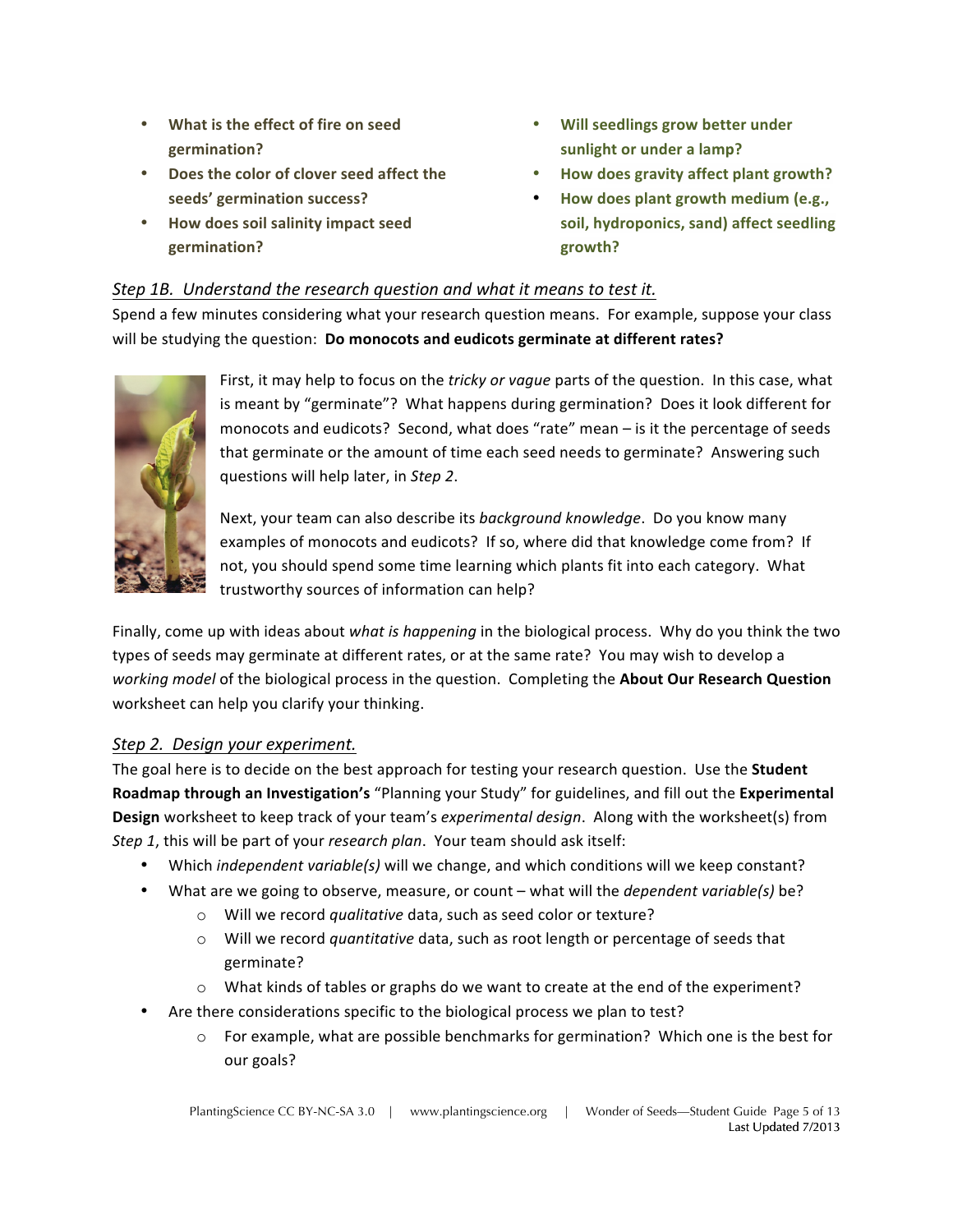- **What is the effect of fire on seed germination?**
- **Does the color of clover seed affect the seeds' germination success?**
- **How does soil salinity impact seed germination?**
- **Will seedlings grow better under sunlight or under a lamp?**
- **How does gravity affect plant growth?**
- **How does plant growth medium (e.g., soil, hydroponics, sand) affect seedling growth?**

*Step 1B. Understand the research question and what it means to test it.*

Spend a few minutes considering what your research question means. For example, suppose your class will be studying the question: **Do monocots and eudicots germinate at different rates?**

First, it may help to focus on the *tricky or vague* parts of the question. In this case, what is meant by "germinate"? What happens during germination? Does it look different for monocots and eudicots? Second, what does "rate" mean – is it the percentage of seeds that germinate or the amount of time each seed needs to germinate? Answering such questions will help later, in *Step 2*.

Next, your team can also describe its *background knowledge*. Do you know many examples of monocots and eudicots? If so, where did that knowledge come from? If not, you should spend some time learning which plants fit into each category. What trustworthy sources of information can help?

Finally, come up with ideas about *what is happening* in the biological process. Why do you think the two types of seeds may germinate at different rates, or at the same rate? You may wish to develop a *working model* of the biological process in the question. Completing the **About Our Research Question** worksheet can help you clarify your thinking.

*Step 2. Design your experiment.*

The goal here is to decide on the best approach for testing your research question. Use the **Student Roadmap through an Investigation's** "Planning your Study" for guidelines, and fill out the **Experimental Design** worksheet to keep track of your team's *experimental design*. Along with the worksheet(s) from *Step 1*, this will be part of your *research plan*. Your team should ask itself:

- Which *independent variable(s)* will we change, and which conditions will we keep constant?
- What are we going to observe, measure, or count – what will the *dependent variable(s)* be?
  - Will we record *qualitative* data, such as seed color or texture?
  - Will we record *quantitative* data, such as root length or percentage of seeds that germinate?
  - What kinds of tables or graphs do we want to create at the end of the experiment?
- Are there considerations specific to the biological process we plan to test?
  - For example, what are possible benchmarks for germination? Which one is the best for our goals?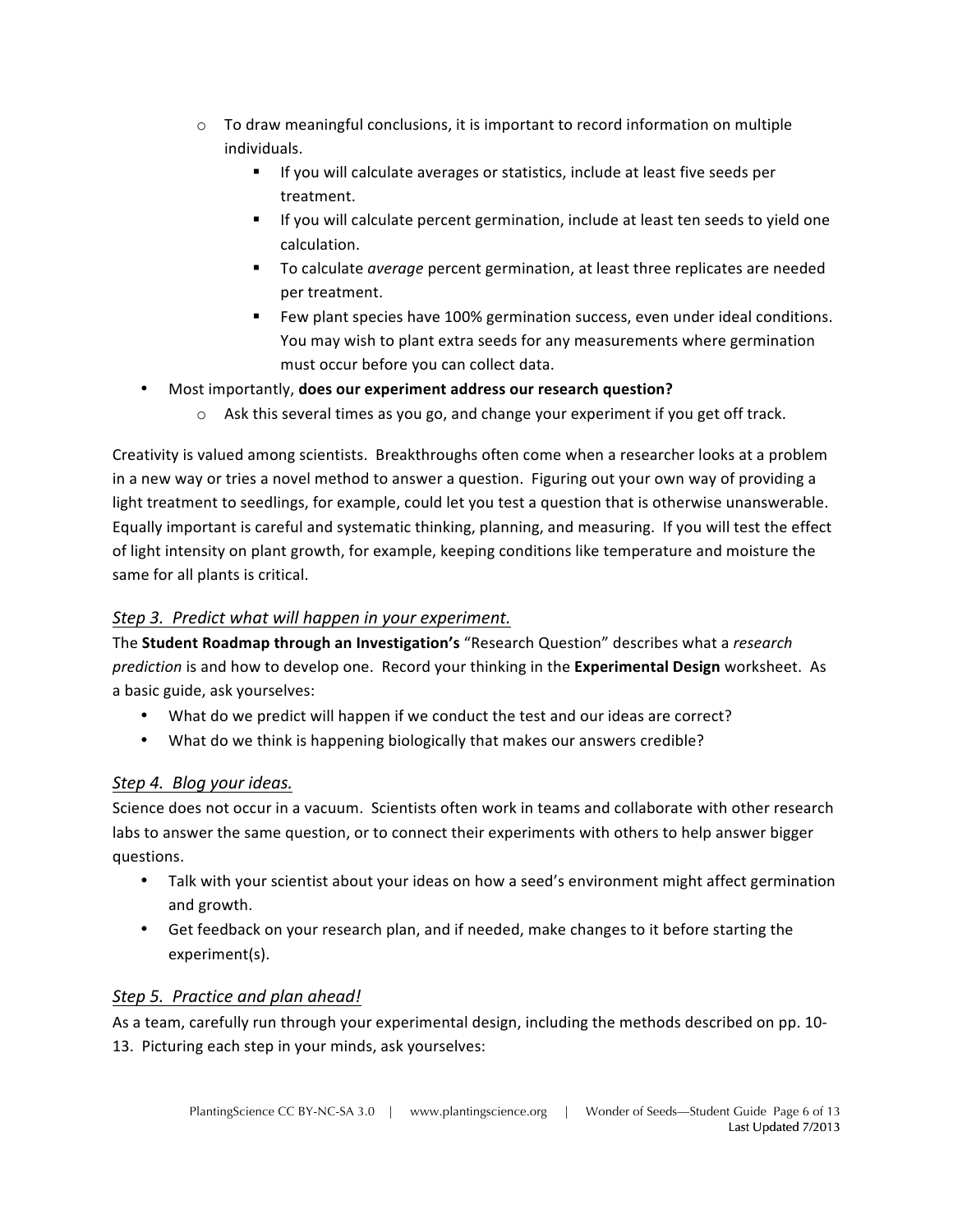- To draw meaningful conclusions, it is important to record information on multiple individuals.
        - If you will calculate averages or statistics, include at least five seeds per treatment.
        - If you will calculate percent germination, include at least ten seeds to yield one calculation.
        - To calculate *average* percent germination, at least three replicates are needed per treatment.
        - Few plant species have 100% germination success, even under ideal conditions. You may wish to plant extra seeds for any measurements where germination must occur before you can collect data.
- Most importantly, **does our experiment address our research question?**
    - Ask this several times as you go, and change your experiment if you get off track.

Creativity is valued among scientists. Breakthroughs often come when a researcher looks at a problem in a new way or tries a novel method to answer a question. Figuring out your own way of providing a light treatment to seedlings, for example, could let you test a question that is otherwise unanswerable. Equally important is careful and systematic thinking, planning, and measuring. If you will test the effect of light intensity on plant growth, for example, keeping conditions like temperature and moisture the same for all plants is critical.

### *Step 3. Predict what will happen in your experiment.*

The **Student Roadmap through an Investigation's** "Research Question" describes what a *research prediction* is and how to develop one. Record your thinking in the **Experimental Design** worksheet. As a basic guide, ask yourselves:

- What do we predict will happen if we conduct the test and our ideas are correct?
- What do we think is happening biologically that makes our answers credible?

### *Step 4. Blog your ideas.*

Science does not occur in a vacuum. Scientists often work in teams and collaborate with other research labs to answer the same question, or to connect their experiments with others to help answer bigger questions.

- Talk with your scientist about your ideas on how a seed's environment might affect germination and growth.
- Get feedback on your research plan, and if needed, make changes to it before starting the experiment(s).

### *Step 5. Practice and plan ahead!*

As a team, carefully run through your experimental design, including the methods described on pp. 10-13. Picturing each step in your minds, ask yourselves: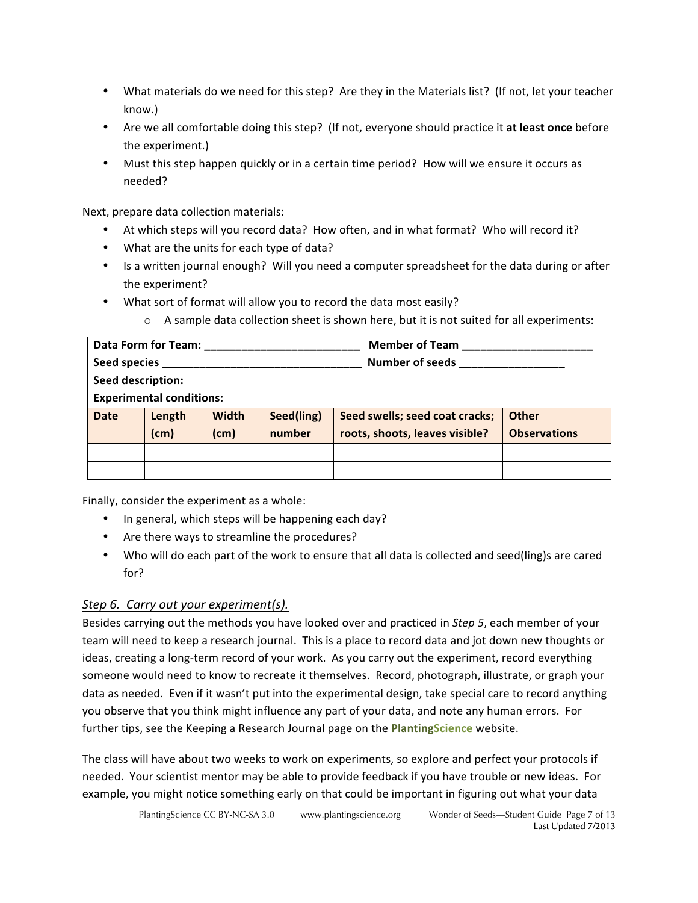- What materials do we need for this step? Are they in the Materials list? (If not, let your teacher know.)
- Are we all comfortable doing this step? (If not, everyone should practice it **at least once** before the experiment.)
- Must this step happen quickly or in a certain time period? How will we ensure it occurs as needed?

Next, prepare data collection materials:

- At which steps will you record data? How often, and in what format? Who will record it?
- What are the units for each type of data?
- Is a written journal enough? Will you need a computer spreadsheet for the data during or after the experiment?
- What sort of format will allow you to record the data most easily?
  - A sample data collection sheet is shown here, but it is not suited for all experiments:

| **Data Form for Team: ________________________** | | | | **Member of Team ____________________** | |
|---|---|---|---|---|---|
| **Seed species ______________________________** | | | | **Number of seeds ________________** | |
| **Seed description:** | | | | | |
| **Experimental conditions:** | | | | | |
| **Date** | **Length (cm)** | **Width (cm)** | **Seed(ling) number** | **Seed swells; seed coat cracks; roots, shoots, leaves visible?** | **Other Observations** |
| | | | | | |
| | | | | | |

Finally, consider the experiment as a whole:

- In general, which steps will be happening each day?
- Are there ways to streamline the procedures?
- Who will do each part of the work to ensure that all data is collected and seed(ling)s are cared for?

### *Step 6. Carry out your experiment(s).*

Besides carrying out the methods you have looked over and practiced in *Step 5*, each member of your team will need to keep a research journal. This is a place to record data and jot down new thoughts or ideas, creating a long-term record of your work. As you carry out the experiment, record everything someone would need to know to recreate it themselves. Record, photograph, illustrate, or graph your data as needed. Even if it wasn't put into the experimental design, take special care to record anything you observe that you think might influence any part of your data, and note any human errors. For further tips, see the Keeping a Research Journal page on the **PlantingScience** website.

The class will have about two weeks to work on experiments, so explore and perfect your protocols if needed. Your scientist mentor may be able to provide feedback if you have trouble or new ideas. For example, you might notice something early on that could be important in figuring out what your data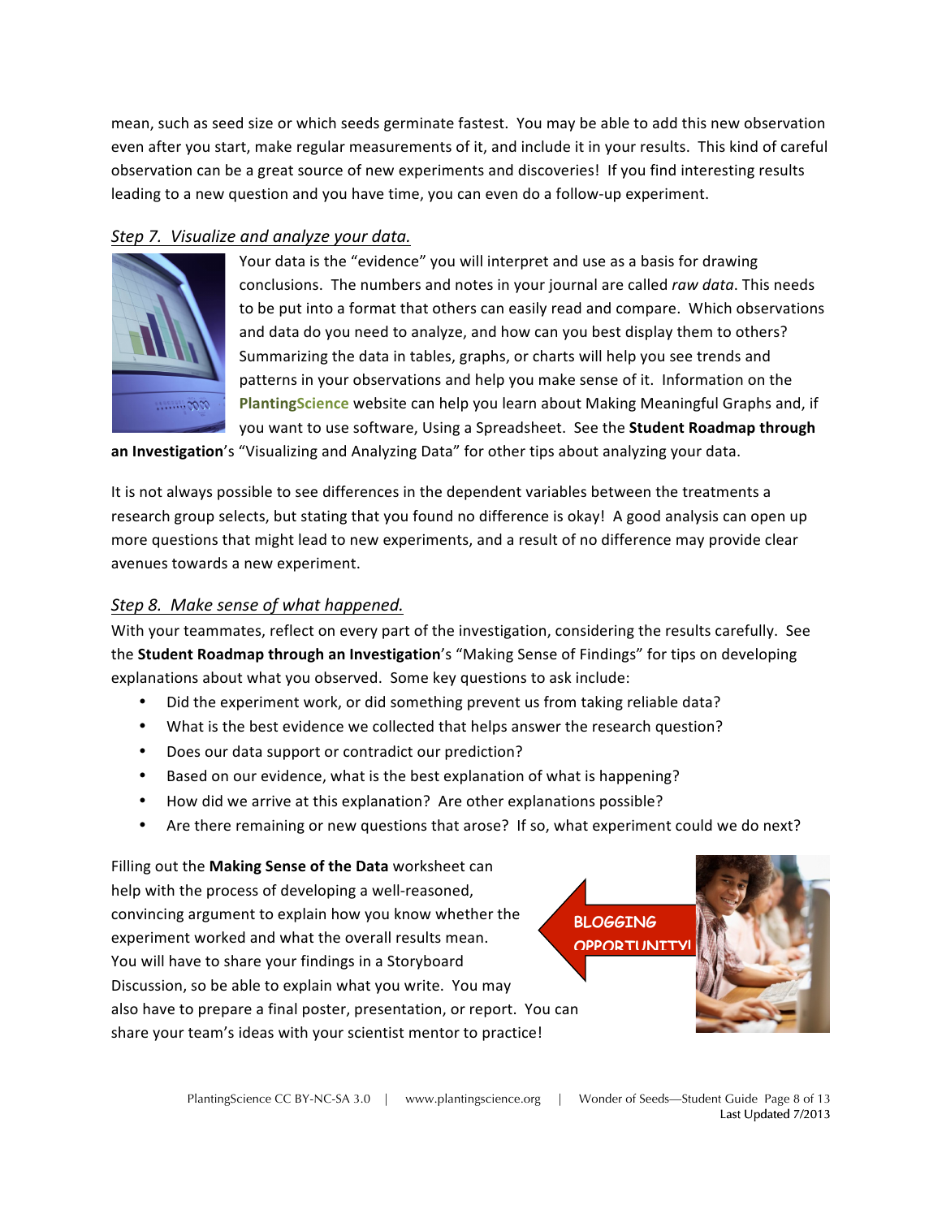mean, such as seed size or which seeds germinate fastest. You may be able to add this new observation even after you start, make regular measurements of it, and include it in your results. This kind of careful observation can be a great source of new experiments and discoveries! If you find interesting results leading to a new question and you have time, you can even do a follow-up experiment.

### *Step 7. Visualize and analyze your data.*

Your data is the "evidence" you will interpret and use as a basis for drawing conclusions. The numbers and notes in your journal are called *raw data*. This needs to be put into a format that others can easily read and compare. Which observations and data do you need to analyze, and how can you best display them to others? Summarizing the data in tables, graphs, or charts will help you see trends and patterns in your observations and help you make sense of it. Information on the **PlantingScience** website can help you learn about Making Meaningful Graphs and, if you want to use software, Using a Spreadsheet. See the **Student Roadmap through an Investigation**'s "Visualizing and Analyzing Data" for other tips about analyzing your data.

It is not always possible to see differences in the dependent variables between the treatments a research group selects, but stating that you found no difference is okay! A good analysis can open up more questions that might lead to new experiments, and a result of no difference may provide clear avenues towards a new experiment.

### *Step 8. Make sense of what happened.*

With your teammates, reflect on every part of the investigation, considering the results carefully. See the **Student Roadmap through an Investigation**'s "Making Sense of Findings" for tips on developing explanations about what you observed. Some key questions to ask include:

- Did the experiment work, or did something prevent us from taking reliable data?
- What is the best evidence we collected that helps answer the research question?
- Does our data support or contradict our prediction?
- Based on our evidence, what is the best explanation of what is happening?
- How did we arrive at this explanation? Are other explanations possible?
- Are there remaining or new questions that arose? If so, what experiment could we do next?

Filling out the **Making Sense of the Data** worksheet can help with the process of developing a well-reasoned, convincing argument to explain how you know whether the experiment worked and what the overall results mean. You will have to share your findings in a Storyboard Discussion, so be able to explain what you write. You may also have to prepare a final poster, presentation, or report. You can share your team's ideas with your scientist mentor to practice!

BLOGGING OPPORTUNITY!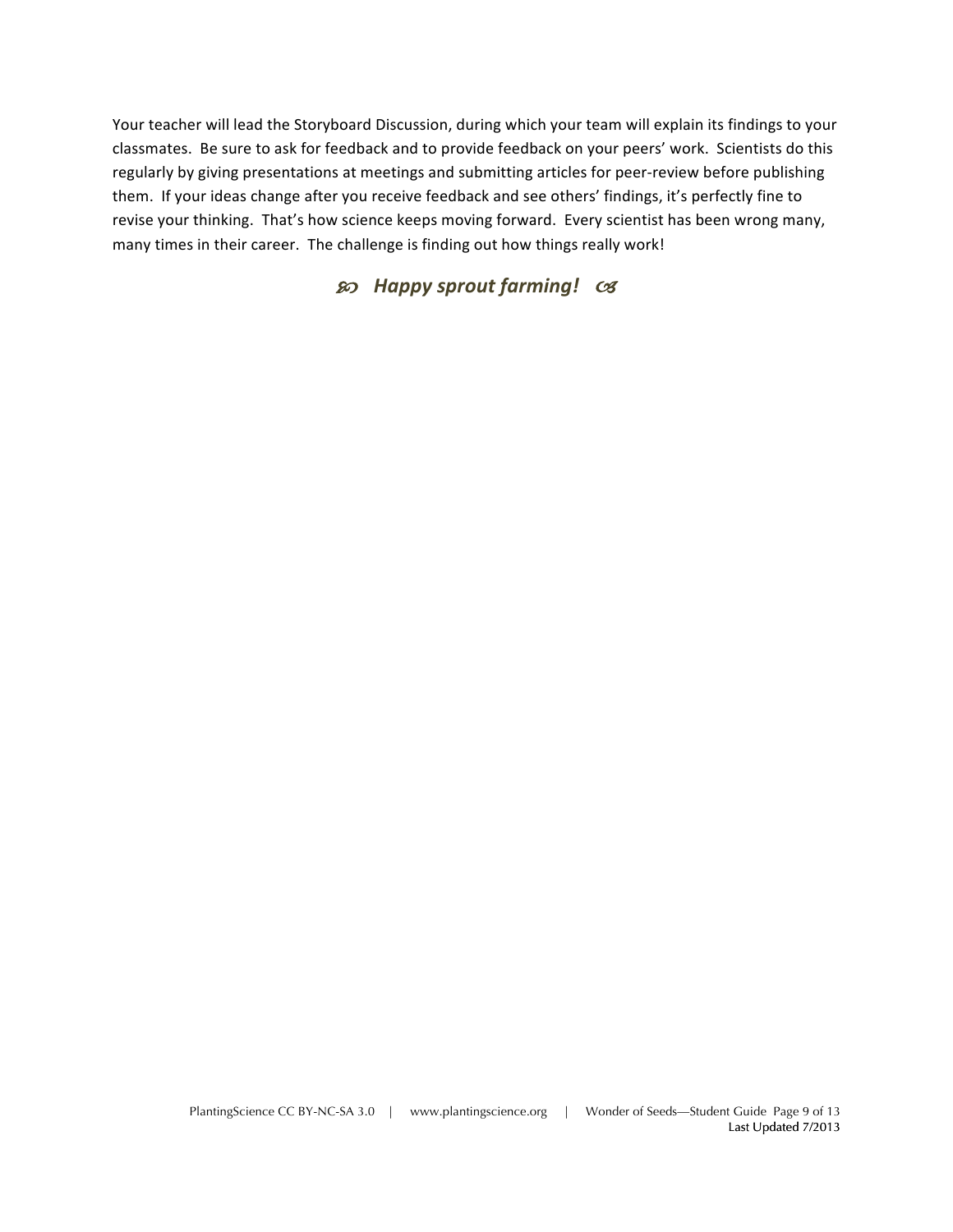Your teacher will lead the Storyboard Discussion, during which your team will explain its findings to your classmates. Be sure to ask for feedback and to provide feedback on your peers' work. Scientists do this regularly by giving presentations at meetings and submitting articles for peer-review before publishing them. If your ideas change after you receive feedback and see others' findings, it's perfectly fine to revise your thinking. That's how science keeps moving forward. Every scientist has been wrong many, many times in their career. The challenge is finding out how things really work!

***Happy sprout farming!***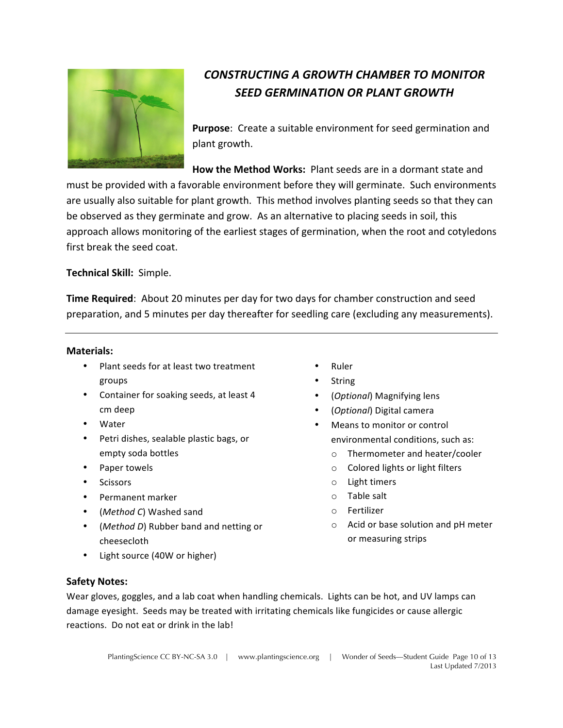# *CONSTRUCTING A GROWTH CHAMBER TO MONITOR SEED GERMINATION OR PLANT GROWTH*

**Purpose**: Create a suitable environment for seed germination and plant growth.

**How the Method Works:** Plant seeds are in a dormant state and must be provided with a favorable environment before they will germinate. Such environments are usually also suitable for plant growth. This method involves planting seeds so that they can be observed as they germinate and grow. As an alternative to placing seeds in soil, this approach allows monitoring of the earliest stages of germination, when the root and cotyledons first break the seed coat.

**Technical Skill:** Simple.

**Time Required**: About 20 minutes per day for two days for chamber construction and seed preparation, and 5 minutes per day thereafter for seedling care (excluding any measurements).

---

**Materials:**

- Plant seeds for at least two treatment groups
- Container for soaking seeds, at least 4 cm deep
- Water
- Petri dishes, sealable plastic bags, or empty soda bottles
- Paper towels
- Scissors
- Permanent marker
- (*Method C*) Washed sand
- (*Method D*) Rubber band and netting or cheesecloth
- Light source (40W or higher)
- Ruler
- String
- (*Optional*) Magnifying lens
- (*Optional*) Digital camera
- Means to monitor or control environmental conditions, such as:
    - Thermometer and heater/cooler
    - Colored lights or light filters
    - Light timers
    - Table salt
    - Fertilizer
    - Acid or base solution and pH meter or measuring strips

**Safety Notes:**

Wear gloves, goggles, and a lab coat when handling chemicals. Lights can be hot, and UV lamps can damage eyesight. Seeds may be treated with irritating chemicals like fungicides or cause allergic reactions. Do not eat or drink in the lab!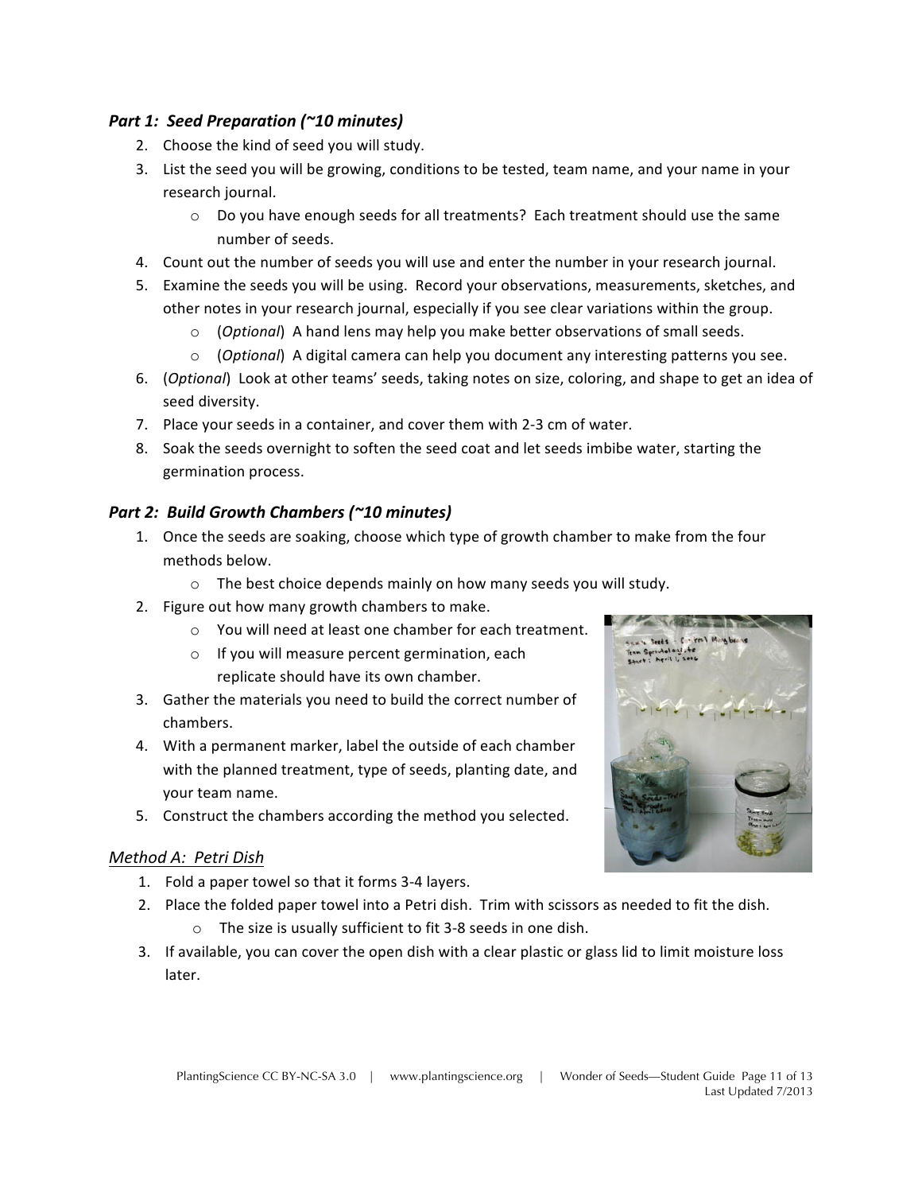### *Part 1: Seed Preparation (~10 minutes)*

2. Choose the kind of seed you will study.
3. List the seed you will be growing, conditions to be tested, team name, and your name in your research journal.
   - Do you have enough seeds for all treatments? Each treatment should use the same number of seeds.
4. Count out the number of seeds you will use and enter the number in your research journal.
5. Examine the seeds you will be using. Record your observations, measurements, sketches, and other notes in your research journal, especially if you see clear variations within the group.
   - (*Optional*) A hand lens may help you make better observations of small seeds.
   - (*Optional*) A digital camera can help you document any interesting patterns you see.
6. (*Optional*) Look at other teams' seeds, taking notes on size, coloring, and shape to get an idea of seed diversity.
7. Place your seeds in a container, and cover them with 2-3 cm of water.
8. Soak the seeds overnight to soften the seed coat and let seeds imbibe water, starting the germination process.

### *Part 2: Build Growth Chambers (~10 minutes)*

1. Once the seeds are soaking, choose which type of growth chamber to make from the four methods below.
   - The best choice depends mainly on how many seeds you will study.
2. Figure out how many growth chambers to make.
   - You will need at least one chamber for each treatment.
   - If you will measure percent germination, each replicate should have its own chamber.
3. Gather the materials you need to build the correct number of chambers.
4. With a permanent marker, label the outside of each chamber with the planned treatment, type of seeds, planting date, and your team name.
5. Construct the chambers according the method you selected.

#### *Method A: Petri Dish*

1. Fold a paper towel so that it forms 3-4 layers.
2. Place the folded paper towel into a Petri dish. Trim with scissors as needed to fit the dish.
   - The size is usually sufficient to fit 3-8 seeds in one dish.
3. If available, you can cover the open dish with a clear plastic or glass lid to limit moisture loss later.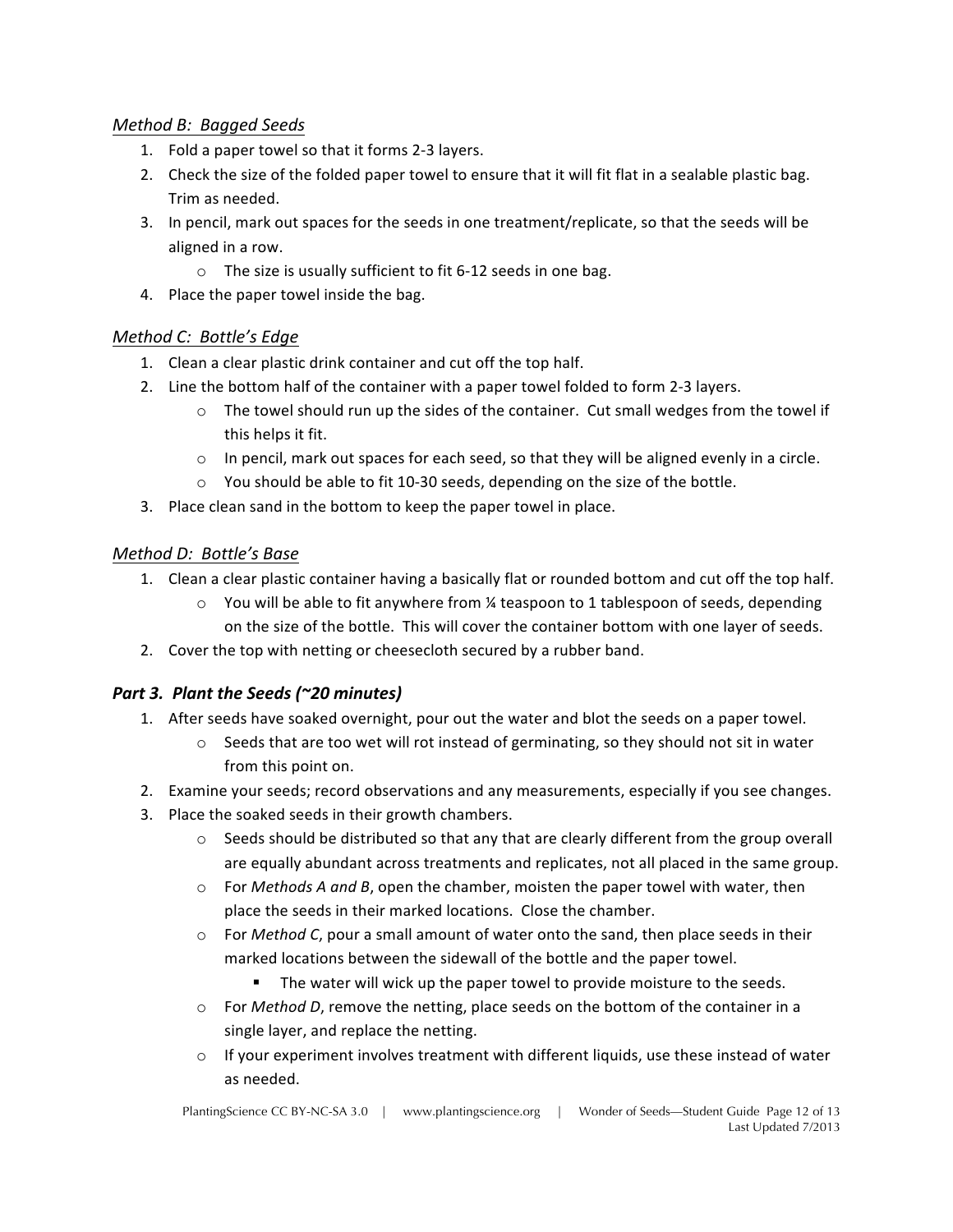*Method B: Bagged Seeds*

1. Fold a paper towel so that it forms 2-3 layers.
2. Check the size of the folded paper towel to ensure that it will fit flat in a sealable plastic bag. Trim as needed.
3. In pencil, mark out spaces for the seeds in one treatment/replicate, so that the seeds will be aligned in a row.
   - The size is usually sufficient to fit 6-12 seeds in one bag.
4. Place the paper towel inside the bag.

*Method C: Bottle's Edge*

1. Clean a clear plastic drink container and cut off the top half.
2. Line the bottom half of the container with a paper towel folded to form 2-3 layers.
   - The towel should run up the sides of the container. Cut small wedges from the towel if this helps it fit.
   - In pencil, mark out spaces for each seed, so that they will be aligned evenly in a circle.
   - You should be able to fit 10-30 seeds, depending on the size of the bottle.
3. Place clean sand in the bottom to keep the paper towel in place.

*Method D: Bottle's Base*

1. Clean a clear plastic container having a basically flat or rounded bottom and cut off the top half.
   - You will be able to fit anywhere from ¼ teaspoon to 1 tablespoon of seeds, depending on the size of the bottle. This will cover the container bottom with one layer of seeds.
2. Cover the top with netting or cheesecloth secured by a rubber band.

### *Part 3. Plant the Seeds (~20 minutes)*

1. After seeds have soaked overnight, pour out the water and blot the seeds on a paper towel.
   - Seeds that are too wet will rot instead of germinating, so they should not sit in water from this point on.
2. Examine your seeds; record observations and any measurements, especially if you see changes.
3. Place the soaked seeds in their growth chambers.
   - Seeds should be distributed so that any that are clearly different from the group overall are equally abundant across treatments and replicates, not all placed in the same group.
   - For *Methods A and B*, open the chamber, moisten the paper towel with water, then place the seeds in their marked locations. Close the chamber.
   - For *Method C*, pour a small amount of water onto the sand, then place seeds in their marked locations between the sidewall of the bottle and the paper towel.
     - The water will wick up the paper towel to provide moisture to the seeds.
   - For *Method D*, remove the netting, place seeds on the bottom of the container in a single layer, and replace the netting.
   - If your experiment involves treatment with different liquids, use these instead of water as needed.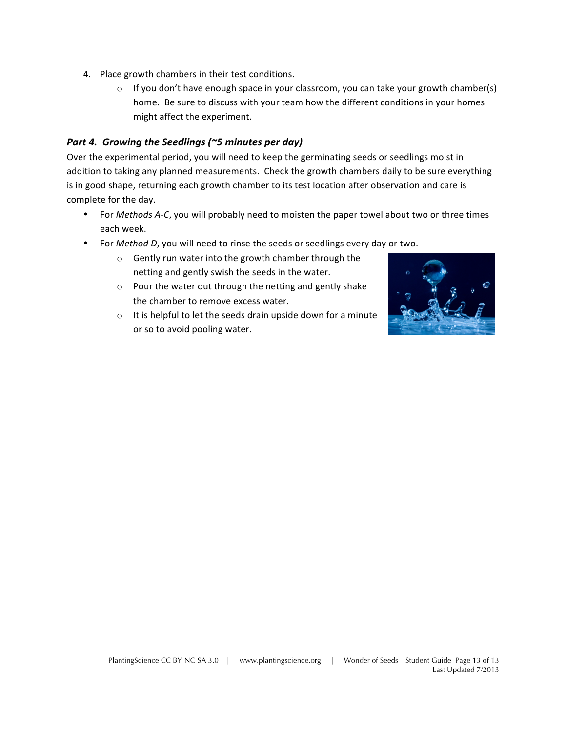4. Place growth chambers in their test conditions.
    - If you don't have enough space in your classroom, you can take your growth chamber(s) home. Be sure to discuss with your team how the different conditions in your homes might affect the experiment.

### *Part 4. Growing the Seedlings (~5 minutes per day)*

Over the experimental period, you will need to keep the germinating seeds or seedlings moist in addition to taking any planned measurements. Check the growth chambers daily to be sure everything is in good shape, returning each growth chamber to its test location after observation and care is complete for the day.

- For *Methods A-C*, you will probably need to moisten the paper towel about two or three times each week.
- For *Method D*, you will need to rinse the seeds or seedlings every day or two.
    - Gently run water into the growth chamber through the netting and gently swish the seeds in the water.
    - Pour the water out through the netting and gently shake the chamber to remove excess water.
    - It is helpful to let the seeds drain upside down for a minute or so to avoid pooling water.